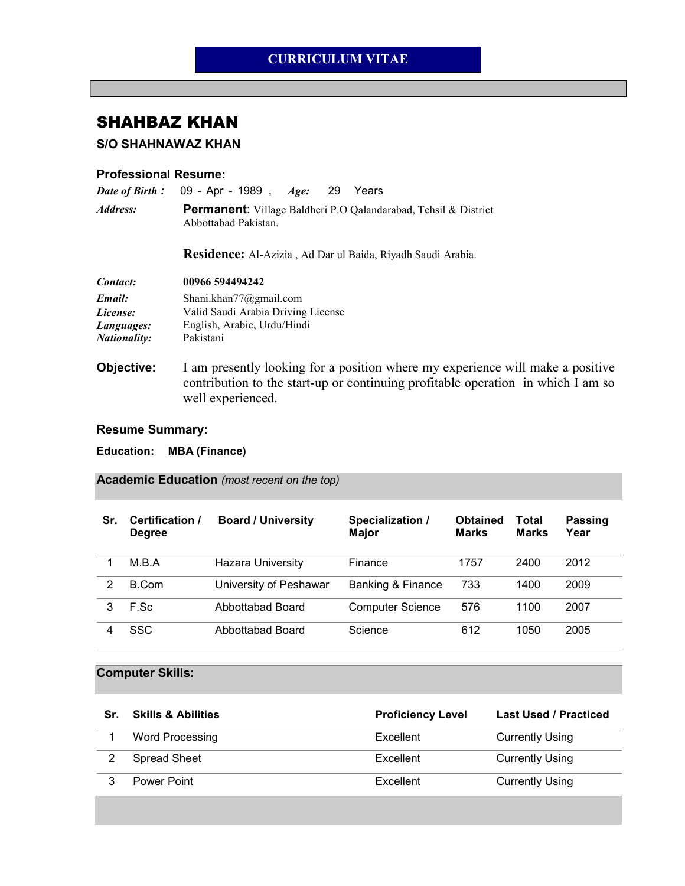# CURRICULUM VITAE

## SHAHBAZ KHAN

### S/O SHAHNAWAZ KHAN

### Professional Resume:

*Date of Birth :* 09 - Apr - 1989 , *Age:* 29 Years

*Address:* **Permanent**: Village Baldheri P.O Qalandarabad, Tehsil & District Abbottabad Pakistan.

**Residence:** Al-Azizia , Ad Dar ul Baida, Riyadh Saudi Arabia.

*Contact:* **00966 594494242**

*Email:* Shani.khan77@gmail.com

*License:* Valid Saudi Arabia Driving License

*Languages:* English, Arabic, Urdu/Hindi

*Nationality:* Pakistani

**Objective:** I am presently looking for a position where my experience will make a positive contribution to the start-up or continuing profitable operation in which I am so well experienced.

### Resume Summary:

**Education: MBA (Finance)**

### Academic Education *(most recent on the top)*

| Sr. | Certification / Degree | Board / University | Specialization / Major | Obtained Marks | Total Marks | Passing Year |
|---|---|---|---|---|---|---|
| 1 | M.B.A | Hazara University | Finance | 1757 | 2400 | 2012 |
| 2 | B.Com | University of Peshawar | Banking & Finance | 733 | 1400 | 2009 |
| 3 | F.Sc | Abbottabad Board | Computer Science | 576 | 1100 | 2007 |
| 4 | SSC | Abbottabad Board | Science | 612 | 1050 | 2005 |

### Computer Skills:

| Sr. | Skills & Abilities | Proficiency Level | Last Used / Practiced |
|---|---|---|---|
| 1 | Word Processing | Excellent | Currently Using |
| 2 | Spread Sheet | Excellent | Currently Using |
| 3 | Power Point | Excellent | Currently Using |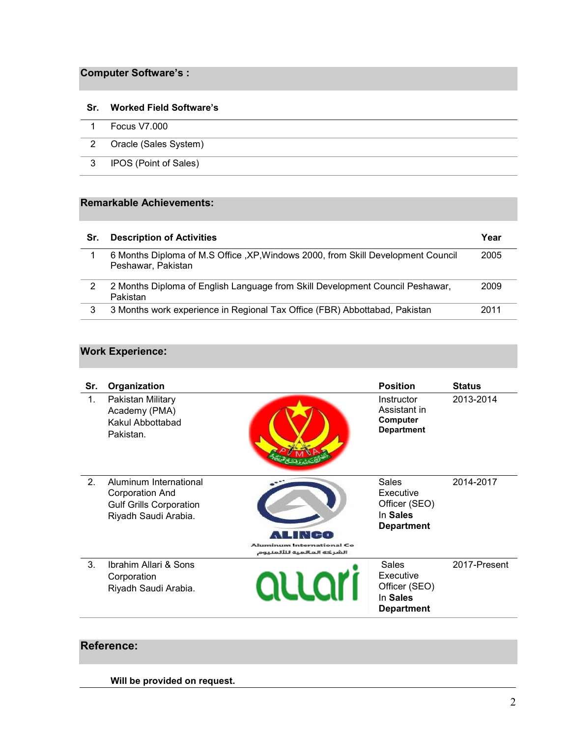## Computer Software's :

| Sr. | Worked Field Software's |
|---|---|
| 1 | Focus V7.000 |
| 2 | Oracle (Sales System) |
| 3 | IPOS (Point of Sales) |

## Remarkable Achievements:

| Sr. | Description of Activities | Year |
|---|---|---|
| 1 | 6 Months Diploma of M.S Office ,XP,Windows 2000, from Skill Development Council Peshawar, Pakistan | 2005 |
| 2 | 2 Months Diploma of English Language from Skill Development Council Peshawar, Pakistan | 2009 |
| 3 | 3 Months work experience in Regional Tax Office (FBR) Abbottabad, Pakistan | 2011 |

## Work Experience:

| Sr. | Organization | Position | Status |
|---|---|---|---|
| 1. | Pakistan Military Academy (PMA) Kakul Abbottabad Pakistan. | Instructor Assistant in **Computer Department** | 2013-2014 |
| 2. | Aluminum International Corporation And Gulf Grills Corporation Riyadh Saudi Arabia. | Sales Executive Officer (SEO) In **Sales Department** | 2014-2017 |
| 3. | Ibrahim Allari & Sons Corporation Riyadh Saudi Arabia. | Sales Executive Officer (SEO) In **Sales Department** | 2017-Present |

## Reference:

**Will be provided on request.**